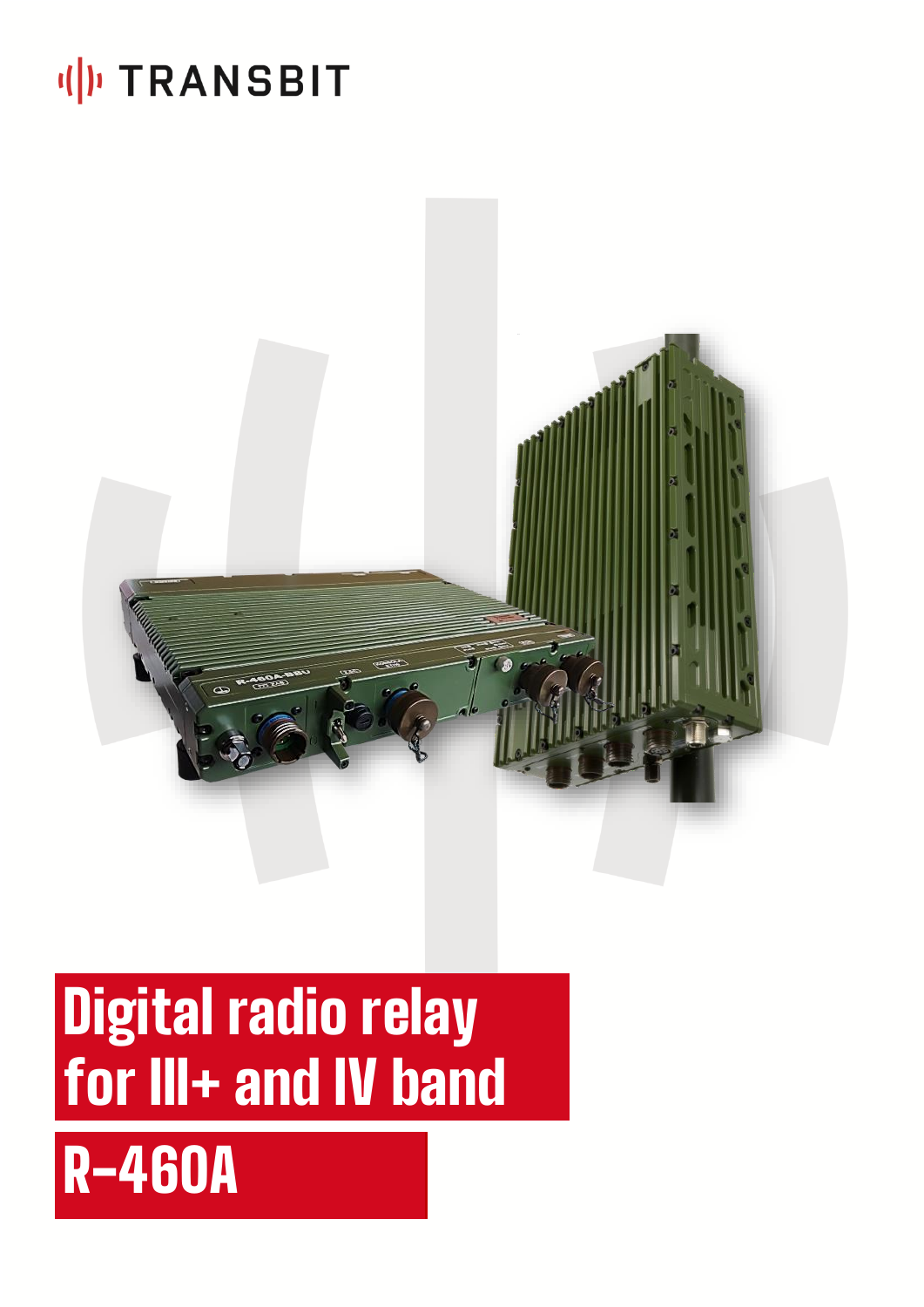TRANSBIT

# Digital radio relay for III+ and IV band

# R-460A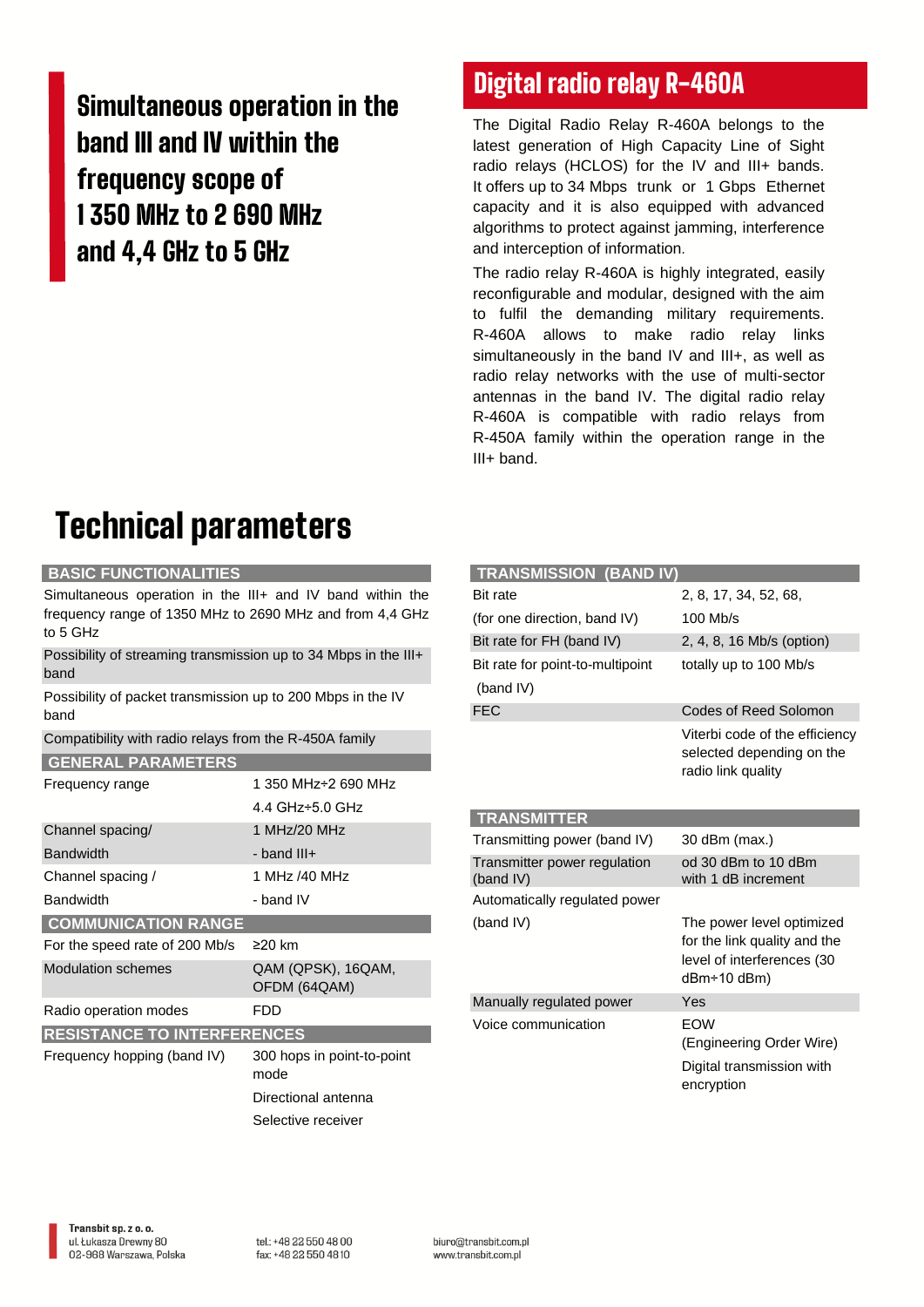# Simultaneous operation in the band III and IV within the frequency scope of 1 350 MHz to 2 690 MHz and 4,4 GHz to 5 GHz

## Digital radio relay R-460A

The Digital Radio Relay R-460A belongs to the latest generation of High Capacity Line of Sight radio relays (HCLOS) for the IV and III+ bands. It offers up to 34 Mbps trunk or 1 Gbps Ethernet capacity and it is also equipped with advanced algorithms to protect against jamming, interference and interception of information.

The radio relay R-460A is highly integrated, easily reconfigurable and modular, designed with the aim to fulfil the demanding military requirements. R-460A allows to make radio relay links simultaneously in the band IV and III+, as well as radio relay networks with the use of multi-sector antennas in the band IV. The digital radio relay R-460A is compatible with radio relays from R-450A family within the operation range in the III+ band.

# Technical parameters

| | |
|---|---|
| **BASIC FUNCTIONALITIES** | |
| Simultaneous operation in the III+ and IV band within the frequency range of 1350 MHz to 2690 MHz and from 4,4 GHz to 5 GHz | |
| Possibility of streaming transmission up to 34 Mbps in the III+ band | |
| Possibility of packet transmission up to 200 Mbps in the IV band | |
| Compatibility with radio relays from the R-450A family | |
| **GENERAL PARAMETERS** | |
| Frequency range | 1 350 MHz÷2 690 MHz<br>4.4 GHz÷5.0 GHz |
| Channel spacing/<br>Bandwidth | 1 MHz/20 MHz<br>- band III+ |
| Channel spacing /<br>Bandwidth | 1 MHz /40 MHz<br>- band IV |
| **COMMUNICATION RANGE** | |
| For the speed rate of 200 Mb/s | ≥20 km |
| Modulation schemes | QAM (QPSK), 16QAM, OFDM (64QAM) |
| Radio operation modes | FDD |
| **RESISTANCE TO INTERFERENCES** | |
| Frequency hopping (band IV) | 300 hops in point-to-point mode<br>Directional antenna<br>Selective receiver |

| | |
|---|---|
| **TRANSMISSION (BAND IV)** | |
| Bit rate<br>(for one direction, band IV) | 2, 8, 17, 34, 52, 68,<br>100 Mb/s |
| Bit rate for FH (band IV) | 2, 4, 8, 16 Mb/s (option) |
| Bit rate for point-to-multipoint<br>(band IV) | totally up to 100 Mb/s |
| FEC | Codes of Reed Solomon |
| | Viterbi code of the efficiency selected depending on the radio link quality |

| | |
|---|---|
| **TRANSMITTER** | |
| Transmitting power (band IV) | 30 dBm (max.) |
| Transmitter power regulation (band IV) | od 30 dBm to 10 dBm with 1 dB increment |
| Automatically regulated power<br>(band IV) | The power level optimized for the link quality and the level of interferences (30 dBm÷10 dBm) |
| Manually regulated power | Yes |
| Voice communication | EOW<br>(Engineering Order Wire)<br>Digital transmission with encryption |

**Transbit sp. z o. o.**
ul. Łukasza Drewny 80
02-968 Warszawa, Polska

tel.: +48 22 550 48 00
fax: +48 22 550 48 10

biuro@transbit.com.pl
www.transbit.com.pl